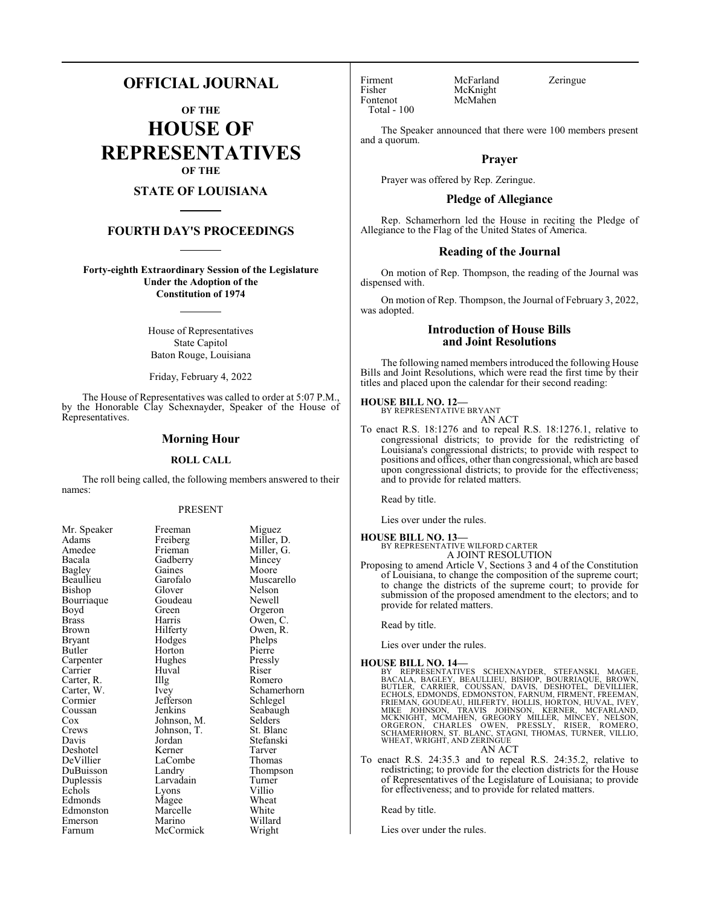# OFFICIAL JOURNAL

## OF THE

# HOUSE OF REPRESENTATIVES

## OF THE

## STATE OF LOUISIANA

## FOURTH DAY'S PROCEEDINGS

**Forty-eighth Extraordinary Session of the Legislature Under the Adoption of the Constitution of 1974**

House of Representatives
State Capitol
Baton Rouge, Louisiana

Friday, February 4, 2022

The House of Representatives was called to order at 5:07 P.M., by the Honorable Clay Schexnayder, Speaker of the House of Representatives.

## Morning Hour

### ROLL CALL

The roll being called, the following members answered to their names:

PRESENT

| | | |
|---|---|---|
| Mr. Speaker | Freeman | Miguez |
| Adams | Freiberg | Miller, D. |
| Amedee | Frieman | Miller, G. |
| Bacala | Gadberry | Mincey |
| Bagley | Gaines | Moore |
| Beaullieu | Garofalo | Muscarello |
| Bishop | Glover | Nelson |
| Bourriaque | Goudeau | Newell |
| Boyd | Green | Orgeron |
| Brass | Harris | Owen, C. |
| Brown | Hilferty | Owen, R. |
| Bryant | Hodges | Phelps |
| Butler | Horton | Pierre |
| Carpenter | Hughes | Pressly |
| Carrier | Huval | Riser |
| Carter, R. | Illg | Romero |
| Carter, W. | Ivey | Schamerhorn |
| Cormier | Jefferson | Schlegel |
| Coussan | Jenkins | Seabaugh |
| Cox | Johnson, M. | Selders |
| Crews | Johnson, T. | St. Blanc |
| Davis | Jordan | Stefanski |
| Deshotel | Kerner | Tarver |
| DeVillier | LaCombe | Thomas |
| DuBuisson | Landry | Thompson |
| Duplessis | Larvadain | Turner |
| Echols | Lyons | Villio |
| Edmonds | Magee | Wheat |
| Edmonston | Marcelle | White |
| Emerson | Marino | Willard |
| Farnum | McCormick | Wright |
| Firment | McFarland | Zeringue |
| Fisher | McKnight | |
| Fontenot | McMahen | |

Total - 100

The Speaker announced that there were 100 members present and a quorum.

## Prayer

Prayer was offered by Rep. Zeringue.

## Pledge of Allegiance

Rep. Schamerhorn led the House in reciting the Pledge of Allegiance to the Flag of the United States of America.

## Reading of the Journal

On motion of Rep. Thompson, the reading of the Journal was dispensed with.

On motion of Rep. Thompson, the Journal of February 3, 2022, was adopted.

## Introduction of House Bills and Joint Resolutions

The following named members introduced the following House Bills and Joint Resolutions, which were read the first time by their titles and placed upon the calendar for their second reading:

**HOUSE BILL NO. 12—**
BY REPRESENTATIVE BRYANT
AN ACT

To enact R.S. 18:1276 and to repeal R.S. 18:1276.1, relative to congressional districts; to provide for the redistricting of Louisiana's congressional districts; to provide with respect to positions and offices, other than congressional, which are based upon congressional districts; to provide for the effectiveness; and to provide for related matters.

Read by title.

Lies over under the rules.

**HOUSE BILL NO. 13—**
BY REPRESENTATIVE WILFORD CARTER
A JOINT RESOLUTION

Proposing to amend Article V, Sections 3 and 4 of the Constitution of Louisiana, to change the composition of the supreme court; to change the districts of the supreme court; to provide for submission of the proposed amendment to the electors; and to provide for related matters.

Read by title.

Lies over under the rules.

**HOUSE BILL NO. 14—**
BY REPRESENTATIVES SCHEXNAYDER, STEFANSKI, MAGEE, BACALA, BAGLEY, BEAULLIEU, BISHOP, BOURRIAQUE, BROWN, BUTLER, CARRIER, COUSSAN, DAVIS, DESHOTEL, DEVILLIER, ECHOLS, EDMONDS, EDMONSTON, FARNUM, FIRMENT, FREEMAN, FRIEMAN, GOUDEAU, HILFERTY, HOLLIS, HORTON, HUVAL, IVEY, MIKE JOHNSON, TRAVIS JOHNSON, KERNER, MCFARLAND, MCKNIGHT, MCMAHEN, GREGORY MILLER, MINCEY, NELSON, ORGERON, CHARLES OWEN, PRESSLY, RISER, ROMERO, SCHAMERHORN, ST. BLANC, STAGNI, THOMAS, TURNER, VILLIO, WHEAT, WRIGHT, AND ZERINGUE
AN ACT

To enact R.S. 24:35.3 and to repeal R.S. 24:35.2, relative to redistricting; to provide for the election districts for the House of Representatives of the Legislature of Louisiana; to provide for effectiveness; and to provide for related matters.

Read by title.

Lies over under the rules.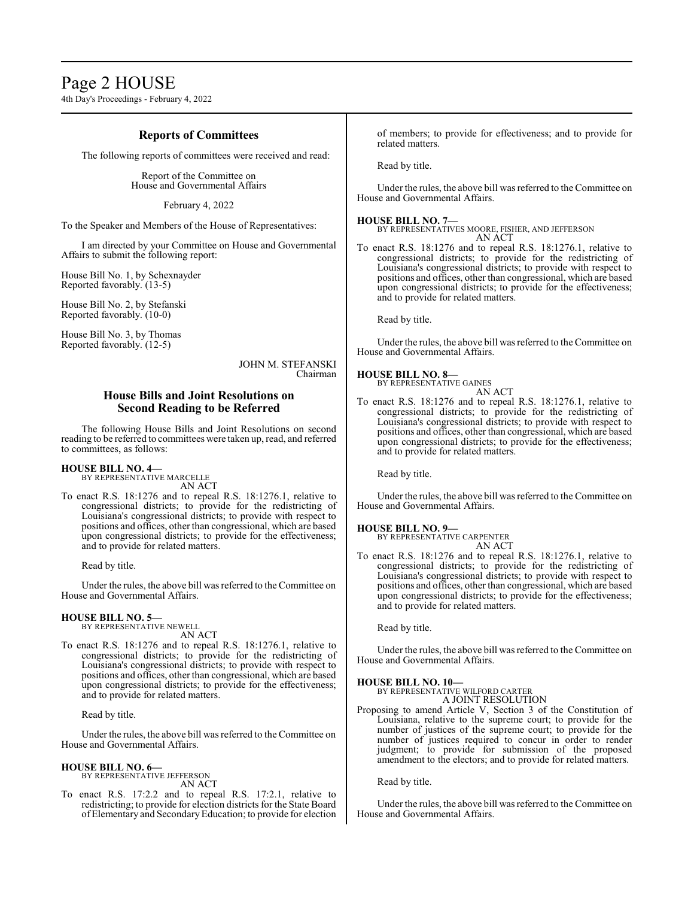## Reports of Committees

The following reports of committees were received and read:

Report of the Committee on
House and Governmental Affairs

February 4, 2022

To the Speaker and Members of the House of Representatives:

I am directed by your Committee on House and Governmental Affairs to submit the following report:

House Bill No. 1, by Schexnayder
Reported favorably. (13-5)

House Bill No. 2, by Stefanski
Reported favorably. (10-0)

House Bill No. 3, by Thomas
Reported favorably. (12-5)

JOHN M. STEFANSKI
Chairman

## House Bills and Joint Resolutions on Second Reading to be Referred

The following House Bills and Joint Resolutions on second reading to be referred to committees were taken up, read, and referred to committees, as follows:

**HOUSE BILL NO. 4—**
BY REPRESENTATIVE MARCELLE
AN ACT

To enact R.S. 18:1276 and to repeal R.S. 18:1276.1, relative to congressional districts; to provide for the redistricting of Louisiana's congressional districts; to provide with respect to positions and offices, other than congressional, which are based upon congressional districts; to provide for the effectiveness; and to provide for related matters.

Read by title.

Under the rules, the above bill was referred to the Committee on House and Governmental Affairs.

**HOUSE BILL NO. 5—**
BY REPRESENTATIVE NEWELL
AN ACT

To enact R.S. 18:1276 and to repeal R.S. 18:1276.1, relative to congressional districts; to provide for the redistricting of Louisiana's congressional districts; to provide with respect to positions and offices, other than congressional, which are based upon congressional districts; to provide for the effectiveness; and to provide for related matters.

Read by title.

Under the rules, the above bill was referred to the Committee on House and Governmental Affairs.

**HOUSE BILL NO. 6—**
BY REPRESENTATIVE JEFFERSON
AN ACT

To enact R.S. 17:2.2 and to repeal R.S. 17:2.1, relative to redistricting; to provide for election districts for the State Board of Elementary and Secondary Education; to provide for election of members; to provide for effectiveness; and to provide for related matters.

Read by title.

Under the rules, the above bill was referred to the Committee on House and Governmental Affairs.

**HOUSE BILL NO. 7—**
BY REPRESENTATIVES MOORE, FISHER, AND JEFFERSON
AN ACT

To enact R.S. 18:1276 and to repeal R.S. 18:1276.1, relative to congressional districts; to provide for the redistricting of Louisiana's congressional districts; to provide with respect to positions and offices, other than congressional, which are based upon congressional districts; to provide for the effectiveness; and to provide for related matters.

Read by title.

Under the rules, the above bill was referred to the Committee on House and Governmental Affairs.

**HOUSE BILL NO. 8—**
BY REPRESENTATIVE GAINES
AN ACT

To enact R.S. 18:1276 and to repeal R.S. 18:1276.1, relative to congressional districts; to provide for the redistricting of Louisiana's congressional districts; to provide with respect to positions and offices, other than congressional, which are based upon congressional districts; to provide for the effectiveness; and to provide for related matters.

Read by title.

Under the rules, the above bill was referred to the Committee on House and Governmental Affairs.

**HOUSE BILL NO. 9—**
BY REPRESENTATIVE CARPENTER
AN ACT

To enact R.S. 18:1276 and to repeal R.S. 18:1276.1, relative to congressional districts; to provide for the redistricting of Louisiana's congressional districts; to provide with respect to positions and offices, other than congressional, which are based upon congressional districts; to provide for the effectiveness; and to provide for related matters.

Read by title.

Under the rules, the above bill was referred to the Committee on House and Governmental Affairs.

**HOUSE BILL NO. 10—**
BY REPRESENTATIVE WILFORD CARTER
A JOINT RESOLUTION

Proposing to amend Article V, Section 3 of the Constitution of Louisiana, relative to the supreme court; to provide for the number of justices of the supreme court; to provide for the number of justices required to concur in order to render judgment; to provide for submission of the proposed amendment to the electors; and to provide for related matters.

Read by title.

Under the rules, the above bill was referred to the Committee on House and Governmental Affairs.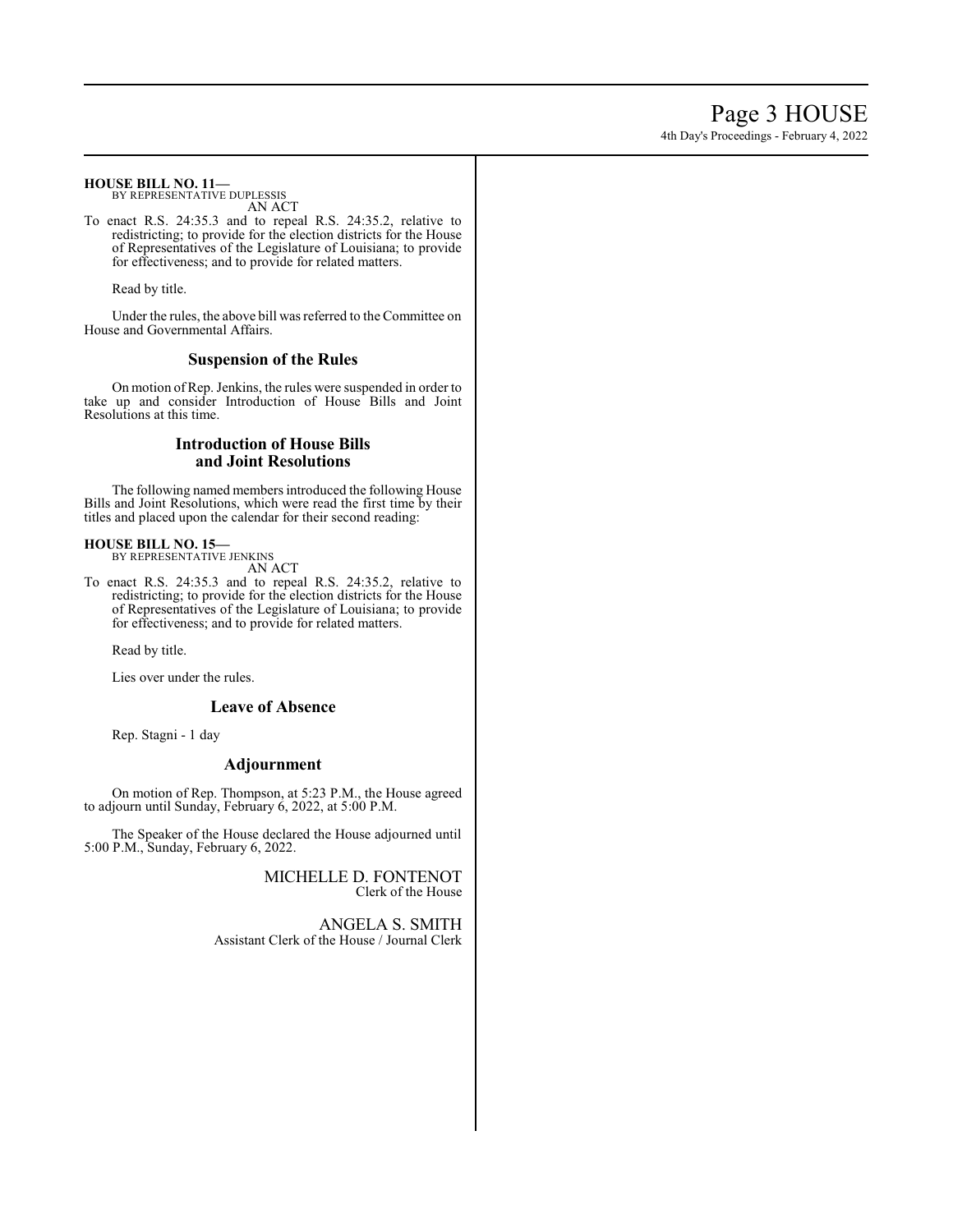**HOUSE BILL NO. 11—**
BY REPRESENTATIVE DUPLESSIS
AN ACT

To enact R.S. 24:35.3 and to repeal R.S. 24:35.2, relative to redistricting; to provide for the election districts for the House of Representatives of the Legislature of Louisiana; to provide for effectiveness; and to provide for related matters.

Read by title.

Under the rules, the above bill was referred to the Committee on House and Governmental Affairs.

## Suspension of the Rules

On motion of Rep. Jenkins, the rules were suspended in order to take up and consider Introduction of House Bills and Joint Resolutions at this time.

## Introduction of House Bills and Joint Resolutions

The following named members introduced the following House Bills and Joint Resolutions, which were read the first time by their titles and placed upon the calendar for their second reading:

**HOUSE BILL NO. 15—**
BY REPRESENTATIVE JENKINS
AN ACT

To enact R.S. 24:35.3 and to repeal R.S. 24:35.2, relative to redistricting; to provide for the election districts for the House of Representatives of the Legislature of Louisiana; to provide for effectiveness; and to provide for related matters.

Read by title.

Lies over under the rules.

## Leave of Absence

Rep. Stagni - 1 day

## Adjournment

On motion of Rep. Thompson, at 5:23 P.M., the House agreed to adjourn until Sunday, February 6, 2022, at 5:00 P.M.

The Speaker of the House declared the House adjourned until 5:00 P.M., Sunday, February 6, 2022.

MICHELLE D. FONTENOT
Clerk of the House

ANGELA S. SMITH
Assistant Clerk of the House / Journal Clerk